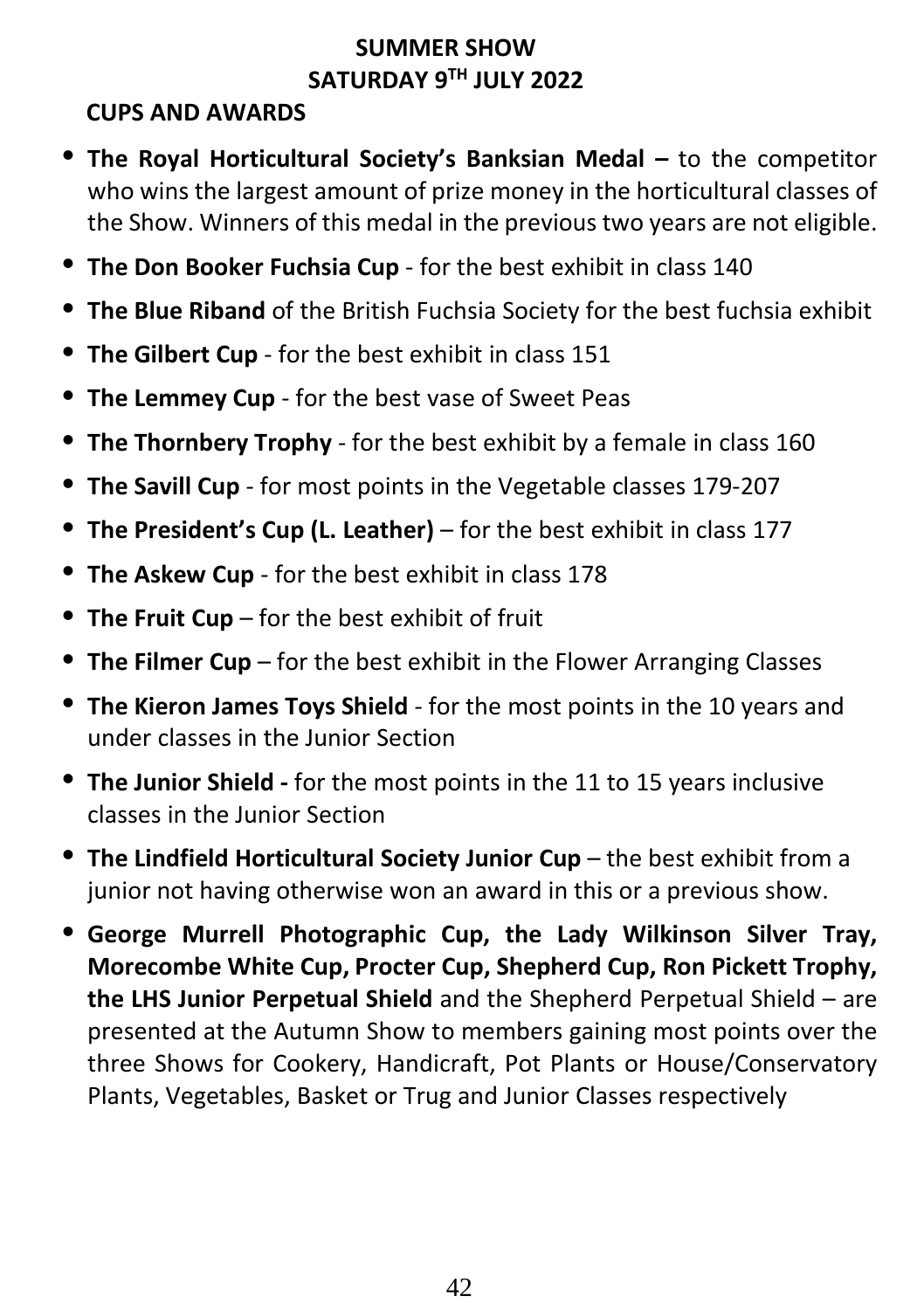# SUMMER SHOW
## SATURDAY 9TH JULY 2022

### CUPS AND AWARDS

- **The Royal Horticultural Society's Banksian Medal –** to the competitor who wins the largest amount of prize money in the horticultural classes of the Show. Winners of this medal in the previous two years are not eligible.
- **The Don Booker Fuchsia Cup** - for the best exhibit in class 140
- **The Blue Riband** of the British Fuchsia Society for the best fuchsia exhibit
- **The Gilbert Cup** - for the best exhibit in class 151
- **The Lemmey Cup** - for the best vase of Sweet Peas
- **The Thornbery Trophy** - for the best exhibit by a female in class 160
- **The Savill Cup** - for most points in the Vegetable classes 179-207
- **The President's Cup (L. Leather)** – for the best exhibit in class 177
- **The Askew Cup** - for the best exhibit in class 178
- **The Fruit Cup** – for the best exhibit of fruit
- **The Filmer Cup** – for the best exhibit in the Flower Arranging Classes
- **The Kieron James Toys Shield** - for the most points in the 10 years and under classes in the Junior Section
- **The Junior Shield -** for the most points in the 11 to 15 years inclusive classes in the Junior Section
- **The Lindfield Horticultural Society Junior Cup** – the best exhibit from a junior not having otherwise won an award in this or a previous show.
- **George Murrell Photographic Cup, the Lady Wilkinson Silver Tray, Morecombe White Cup, Procter Cup, Shepherd Cup, Ron Pickett Trophy, the LHS Junior Perpetual Shield** and the Shepherd Perpetual Shield – are presented at the Autumn Show to members gaining most points over the three Shows for Cookery, Handicraft, Pot Plants or House/Conservatory Plants, Vegetables, Basket or Trug and Junior Classes respectively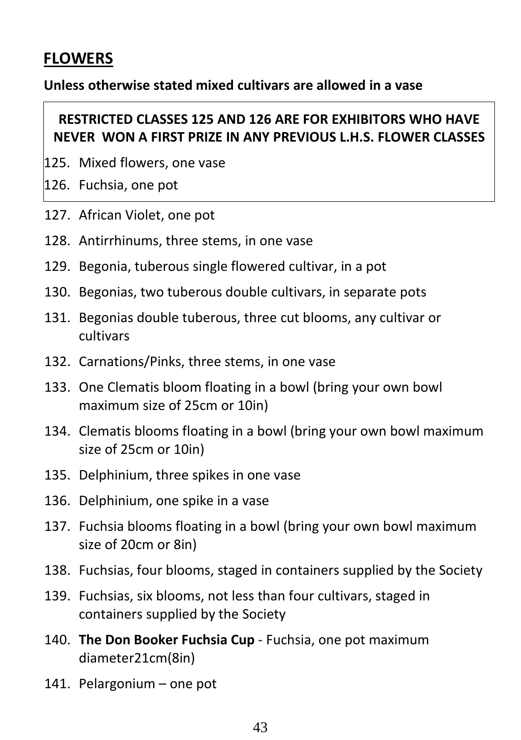## FLOWERS

**Unless otherwise stated mixed cultivars are allowed in a vase**

**RESTRICTED CLASSES 125 AND 126 ARE FOR EXHIBITORS WHO HAVE NEVER WON A FIRST PRIZE IN ANY PREVIOUS L.H.S. FLOWER CLASSES**

125. Mixed flowers, one vase
126. Fuchsia, one pot
127. African Violet, one pot
128. Antirrhinums, three stems, in one vase
129. Begonia, tuberous single flowered cultivar, in a pot
130. Begonias, two tuberous double cultivars, in separate pots
131. Begonias double tuberous, three cut blooms, any cultivar or cultivars
132. Carnations/Pinks, three stems, in one vase
133. One Clematis bloom floating in a bowl (bring your own bowl maximum size of 25cm or 10in)
134. Clematis blooms floating in a bowl (bring your own bowl maximum size of 25cm or 10in)
135. Delphinium, three spikes in one vase
136. Delphinium, one spike in a vase
137. Fuchsia blooms floating in a bowl (bring your own bowl maximum size of 20cm or 8in)
138. Fuchsias, four blooms, staged in containers supplied by the Society
139. Fuchsias, six blooms, not less than four cultivars, staged in containers supplied by the Society
140. **The Don Booker Fuchsia Cup** - Fuchsia, one pot maximum diameter21cm(8in)
141. Pelargonium – one pot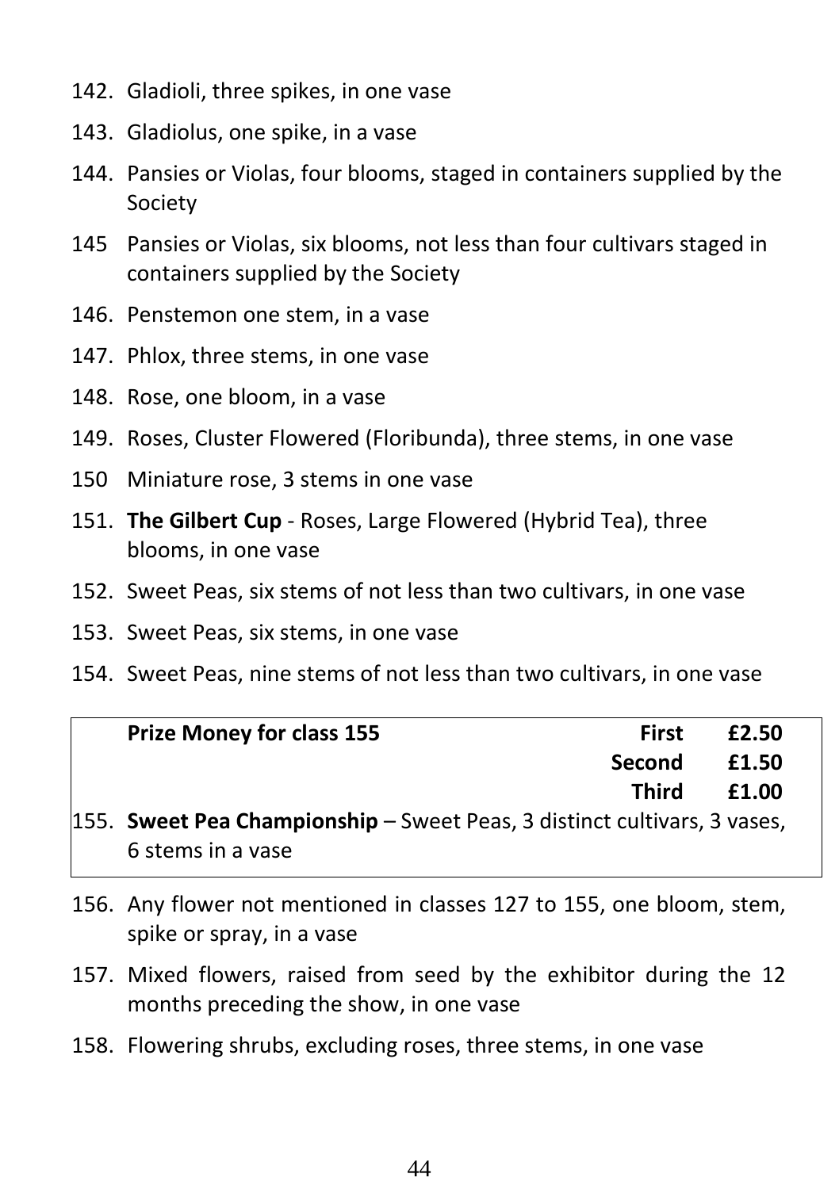142. Gladioli, three spikes, in one vase

143. Gladiolus, one spike, in a vase

144. Pansies or Violas, four blooms, staged in containers supplied by the Society

145 Pansies or Violas, six blooms, not less than four cultivars staged in containers supplied by the Society

146. Penstemon one stem, in a vase

147. Phlox, three stems, in one vase

148. Rose, one bloom, in a vase

149. Roses, Cluster Flowered (Floribunda), three stems, in one vase

150 Miniature rose, 3 stems in one vase

151. **The Gilbert Cup** - Roses, Large Flowered (Hybrid Tea), three blooms, in one vase

152. Sweet Peas, six stems of not less than two cultivars, in one vase

153. Sweet Peas, six stems, in one vase

154. Sweet Peas, nine stems of not less than two cultivars, in one vase

| **Prize Money for class 155** | | |
|---|---|---|
| | **First** | **£2.50** |
| | **Second** | **£1.50** |
| | **Third** | **£1.00** |

155. **Sweet Pea Championship** – Sweet Peas, 3 distinct cultivars, 3 vases, 6 stems in a vase

156. Any flower not mentioned in classes 127 to 155, one bloom, stem, spike or spray, in a vase

157. Mixed flowers, raised from seed by the exhibitor during the 12 months preceding the show, in one vase

158. Flowering shrubs, excluding roses, three stems, in one vase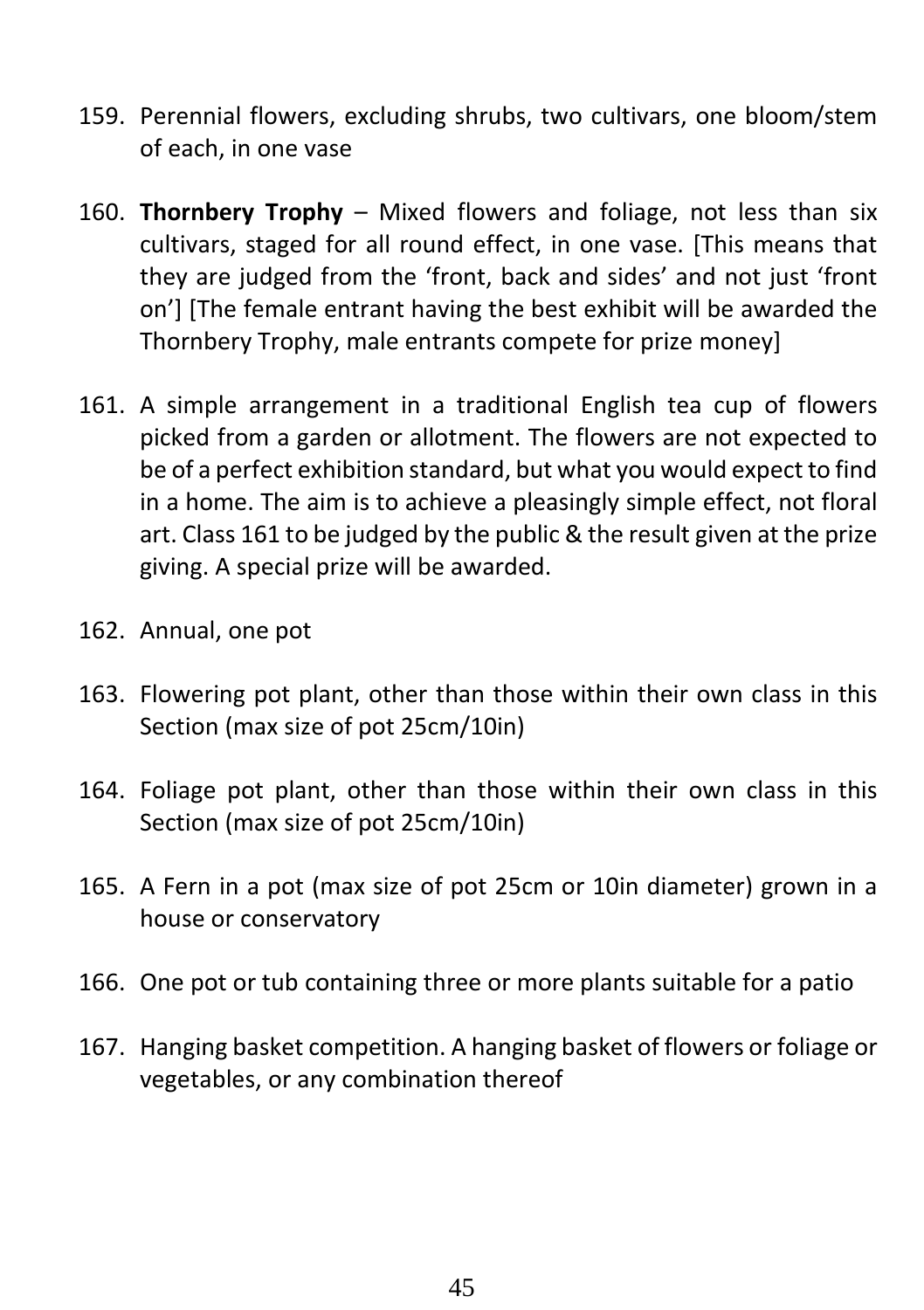159. Perennial flowers, excluding shrubs, two cultivars, one bloom/stem of each, in one vase

160. **Thornbery Trophy** – Mixed flowers and foliage, not less than six cultivars, staged for all round effect, in one vase. [This means that they are judged from the 'front, back and sides' and not just 'front on'] [The female entrant having the best exhibit will be awarded the Thornbery Trophy, male entrants compete for prize money]

161. A simple arrangement in a traditional English tea cup of flowers picked from a garden or allotment. The flowers are not expected to be of a perfect exhibition standard, but what you would expect to find in a home. The aim is to achieve a pleasingly simple effect, not floral art. Class 161 to be judged by the public & the result given at the prize giving. A special prize will be awarded.

162. Annual, one pot

163. Flowering pot plant, other than those within their own class in this Section (max size of pot 25cm/10in)

164. Foliage pot plant, other than those within their own class in this Section (max size of pot 25cm/10in)

165. A Fern in a pot (max size of pot 25cm or 10in diameter) grown in a house or conservatory

166. One pot or tub containing three or more plants suitable for a patio

167. Hanging basket competition. A hanging basket of flowers or foliage or vegetables, or any combination thereof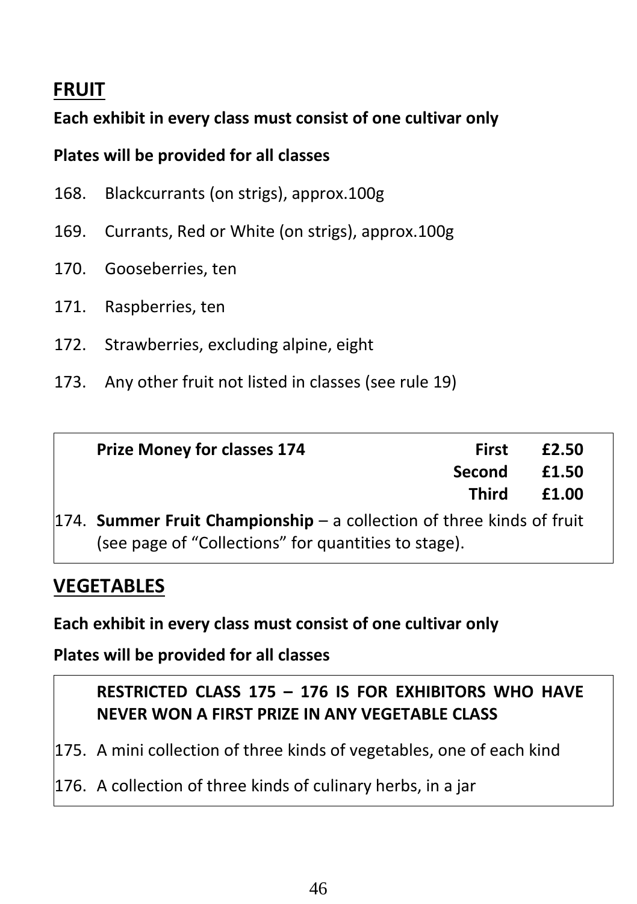## FRUIT

**Each exhibit in every class must consist of one cultivar only**

**Plates will be provided for all classes**

168. Blackcurrants (on strigs), approx.100g
169. Currants, Red or White (on strigs), approx.100g
170. Gooseberries, ten
171. Raspberries, ten
172. Strawberries, excluding alpine, eight
173. Any other fruit not listed in classes (see rule 19)

| Prize Money for classes 174 | | |
|---|---|---|
| | First | £2.50 |
| | Second | £1.50 |
| | Third | £1.00 |

174. **Summer Fruit Championship** – a collection of three kinds of fruit (see page of "Collections" for quantities to stage).

## VEGETABLES

**Each exhibit in every class must consist of one cultivar only**

**Plates will be provided for all classes**

**RESTRICTED CLASS 175 – 176 IS FOR EXHIBITORS WHO HAVE NEVER WON A FIRST PRIZE IN ANY VEGETABLE CLASS**

175. A mini collection of three kinds of vegetables, one of each kind
176. A collection of three kinds of culinary herbs, in a jar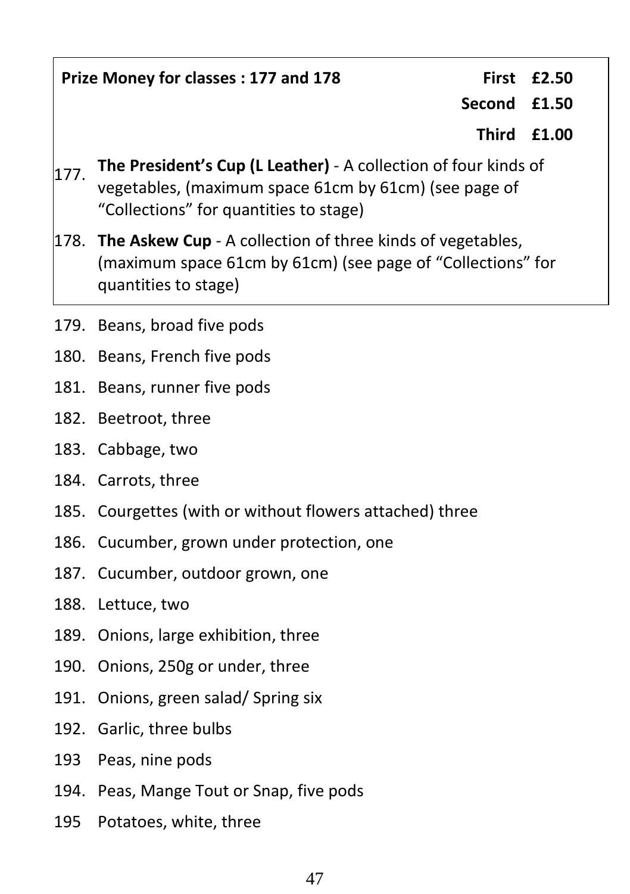**Prize Money for classes : 177 and 178**

| | |
|---|---|
| **First** | **£2.50** |
| **Second** | **£1.50** |
| **Third** | **£1.00** |

177. **The President's Cup (L Leather)** - A collection of four kinds of vegetables, (maximum space 61cm by 61cm) (see page of "Collections" for quantities to stage)

178. **The Askew Cup** - A collection of three kinds of vegetables, (maximum space 61cm by 61cm) (see page of "Collections" for quantities to stage)

179. Beans, broad five pods
180. Beans, French five pods
181. Beans, runner five pods
182. Beetroot, three
183. Cabbage, two
184. Carrots, three
185. Courgettes (with or without flowers attached) three
186. Cucumber, grown under protection, one
187. Cucumber, outdoor grown, one
188. Lettuce, two
189. Onions, large exhibition, three
190. Onions, 250g or under, three
191. Onions, green salad/ Spring six
192. Garlic, three bulbs

193 Peas, nine pods

194. Peas, Mange Tout or Snap, five pods

195 Potatoes, white, three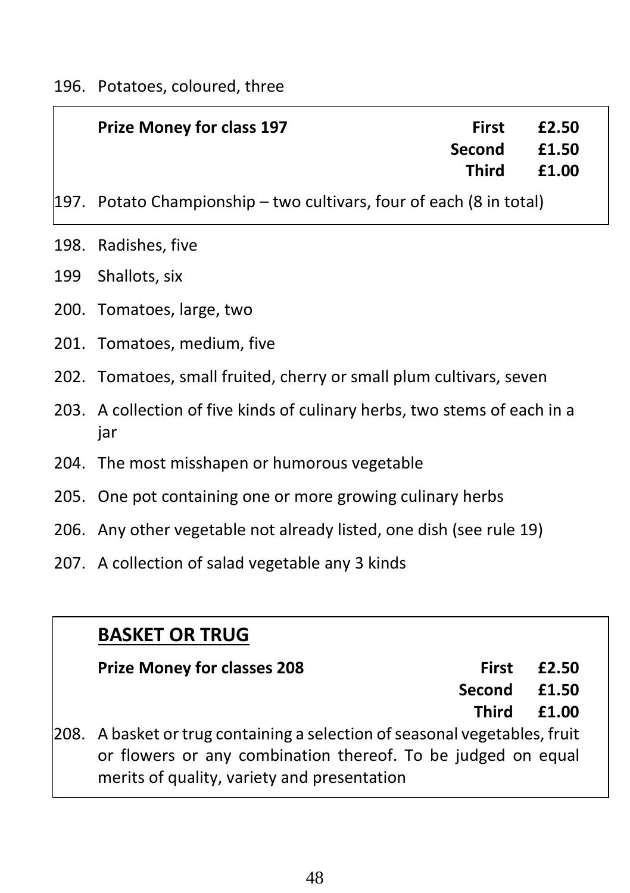196. Potatoes, coloured, three

**Prize Money for class 197**

| | |
|---|---|
| **First** | **£2.50** |
| **Second** | **£1.50** |
| **Third** | **£1.00** |

197. Potato Championship – two cultivars, four of each (8 in total)

198. Radishes, five

199 Shallots, six

200. Tomatoes, large, two

201. Tomatoes, medium, five

202. Tomatoes, small fruited, cherry or small plum cultivars, seven

203. A collection of five kinds of culinary herbs, two stems of each in a jar

204. The most misshapen or humorous vegetable

205. One pot containing one or more growing culinary herbs

206. Any other vegetable not already listed, one dish (see rule 19)

207. A collection of salad vegetable any 3 kinds

## BASKET OR TRUG

**Prize Money for classes 208**

| | |
|---|---|
| **First** | **£2.50** |
| **Second** | **£1.50** |
| **Third** | **£1.00** |

208. A basket or trug containing a selection of seasonal vegetables, fruit or flowers or any combination thereof. To be judged on equal merits of quality, variety and presentation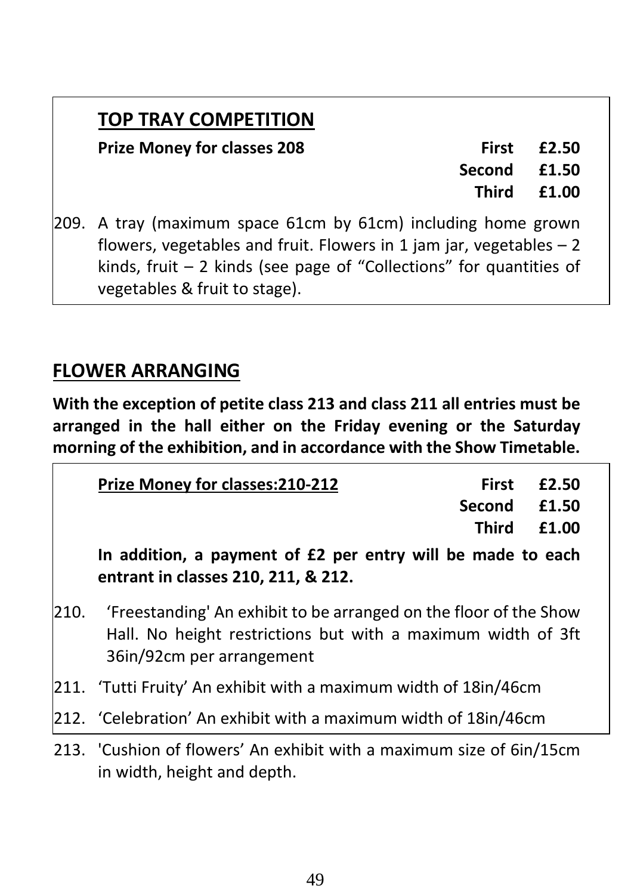## TOP TRAY COMPETITION

**Prize Money for classes 208**

| | |
|---|---|
| **First** | **£2.50** |
| **Second** | **£1.50** |
| **Third** | **£1.00** |

209. A tray (maximum space 61cm by 61cm) including home grown flowers, vegetables and fruit. Flowers in 1 jam jar, vegetables – 2 kinds, fruit – 2 kinds (see page of "Collections" for quantities of vegetables & fruit to stage).

## FLOWER ARRANGING

**With the exception of petite class 213 and class 211 all entries must be arranged in the hall either on the Friday evening or the Saturday morning of the exhibition, and in accordance with the Show Timetable.**

**Prize Money for classes:210-212**

| | |
|---|---|
| **First** | **£2.50** |
| **Second** | **£1.50** |
| **Third** | **£1.00** |

**In addition, a payment of £2 per entry will be made to each entrant in classes 210, 211, & 212.**

210. 'Freestanding' An exhibit to be arranged on the floor of the Show Hall. No height restrictions but with a maximum width of 3ft 36in/92cm per arrangement

211. 'Tutti Fruity' An exhibit with a maximum width of 18in/46cm

212. 'Celebration' An exhibit with a maximum width of 18in/46cm

213. 'Cushion of flowers' An exhibit with a maximum size of 6in/15cm in width, height and depth.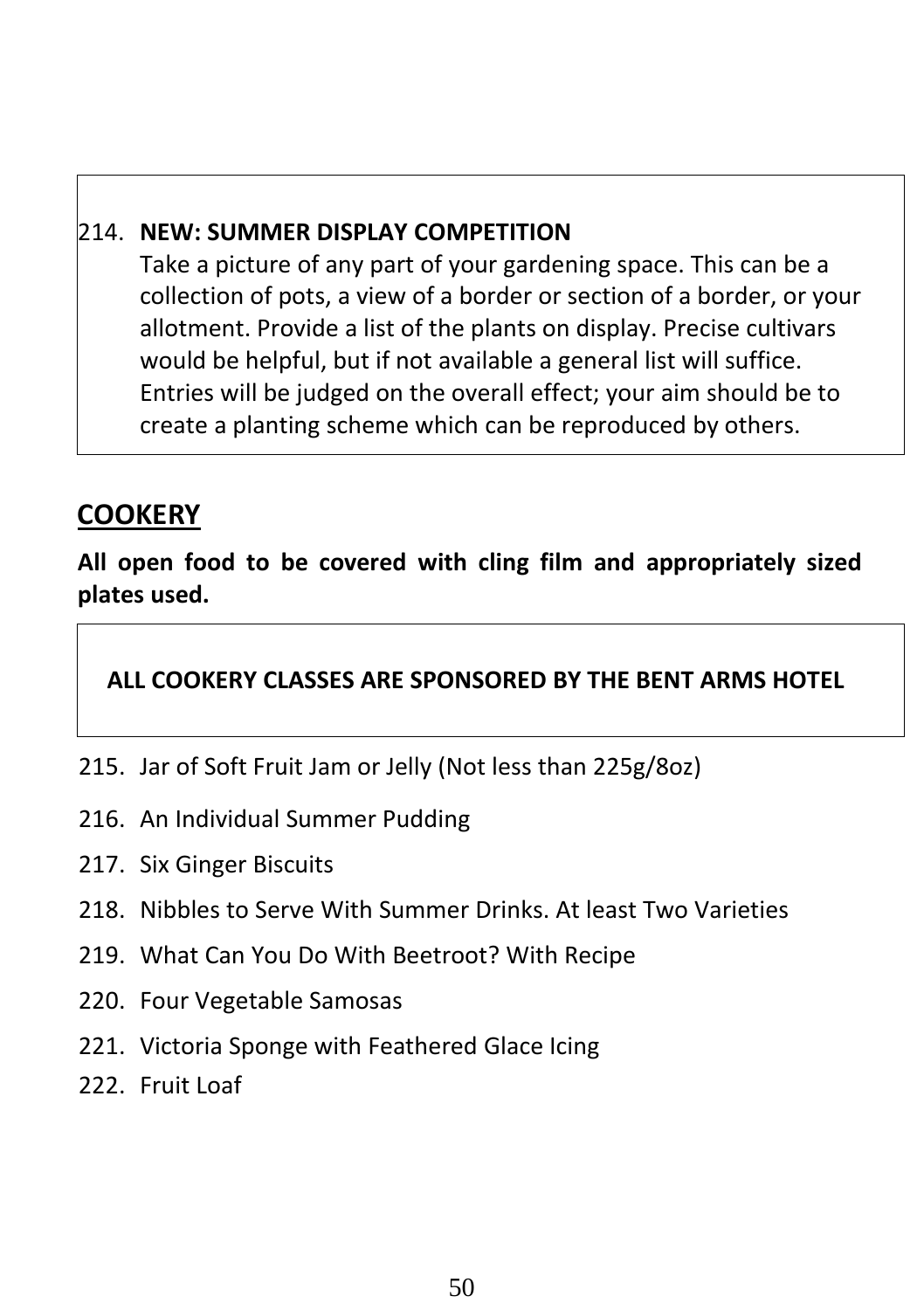214. **NEW: SUMMER DISPLAY COMPETITION**
Take a picture of any part of your gardening space. This can be a collection of pots, a view of a border or section of a border, or your allotment. Provide a list of the plants on display. Precise cultivars would be helpful, but if not available a general list will suffice. Entries will be judged on the overall effect; your aim should be to create a planting scheme which can be reproduced by others.

## COOKERY

**All open food to be covered with cling film and appropriately sized plates used.**

**ALL COOKERY CLASSES ARE SPONSORED BY THE BENT ARMS HOTEL**

215. Jar of Soft Fruit Jam or Jelly (Not less than 225g/8oz)
216. An Individual Summer Pudding
217. Six Ginger Biscuits
218. Nibbles to Serve With Summer Drinks. At least Two Varieties
219. What Can You Do With Beetroot? With Recipe
220. Four Vegetable Samosas
221. Victoria Sponge with Feathered Glace Icing
222. Fruit Loaf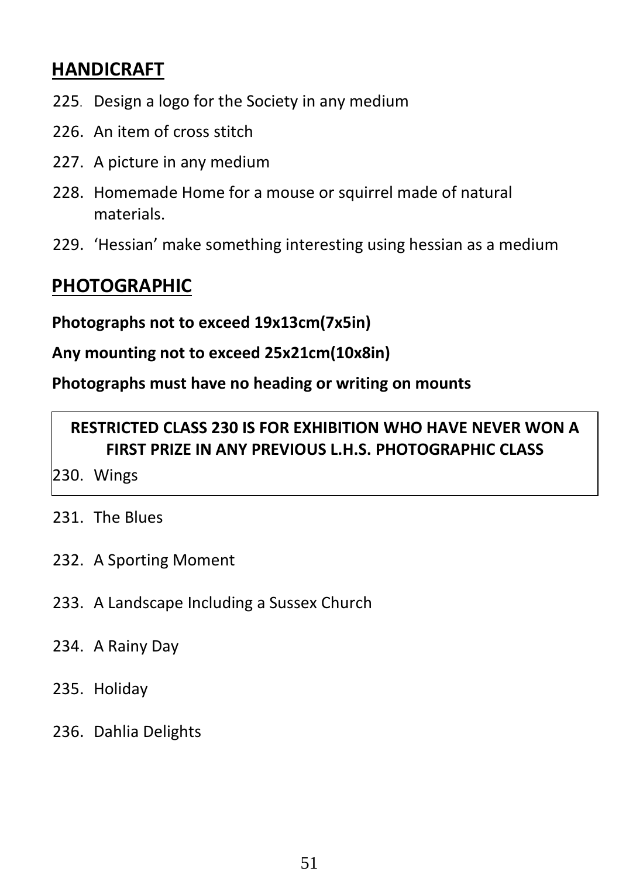## HANDICRAFT

225. Design a logo for the Society in any medium
226. An item of cross stitch
227. A picture in any medium
228. Homemade Home for a mouse or squirrel made of natural materials.
229. 'Hessian' make something interesting using hessian as a medium

## PHOTOGRAPHIC

**Photographs not to exceed 19x13cm(7x5in)**

**Any mounting not to exceed 25x21cm(10x8in)**

**Photographs must have no heading or writing on mounts**

**RESTRICTED CLASS 230 IS FOR EXHIBITION WHO HAVE NEVER WON A FIRST PRIZE IN ANY PREVIOUS L.H.S. PHOTOGRAPHIC CLASS**

230. Wings

231. The Blues
232. A Sporting Moment
233. A Landscape Including a Sussex Church
234. A Rainy Day
235. Holiday
236. Dahlia Delights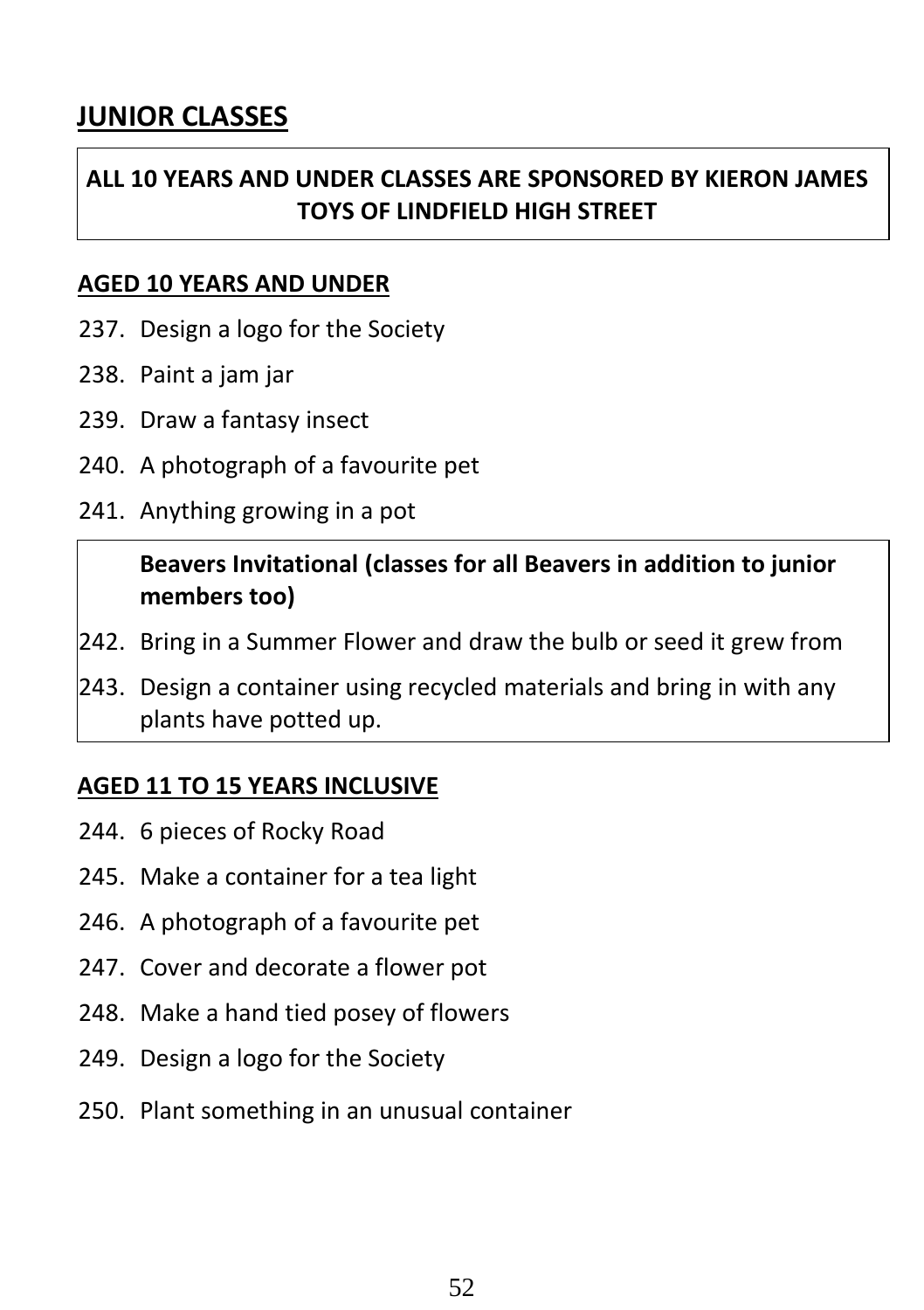## JUNIOR CLASSES

**ALL 10 YEARS AND UNDER CLASSES ARE SPONSORED BY KIERON JAMES TOYS OF LINDFIELD HIGH STREET**

### AGED 10 YEARS AND UNDER

237. Design a logo for the Society
238. Paint a jam jar
239. Draw a fantasy insect
240. A photograph of a favourite pet
241. Anything growing in a pot

**Beavers Invitational (classes for all Beavers in addition to junior members too)**

242. Bring in a Summer Flower and draw the bulb or seed it grew from
243. Design a container using recycled materials and bring in with any plants have potted up.

### AGED 11 TO 15 YEARS INCLUSIVE

244. 6 pieces of Rocky Road
245. Make a container for a tea light
246. A photograph of a favourite pet
247. Cover and decorate a flower pot
248. Make a hand tied posey of flowers
249. Design a logo for the Society
250. Plant something in an unusual container